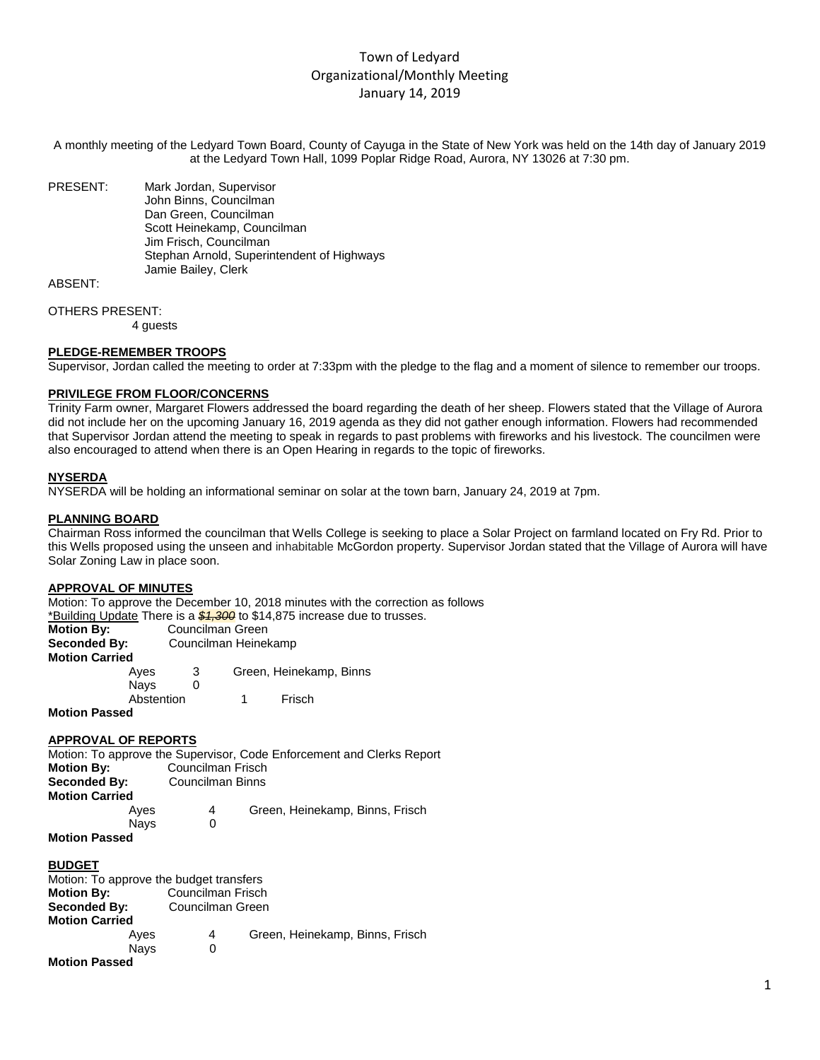# Town of Ledyard
## Organizational/Monthly Meeting
## January 14, 2019

A monthly meeting of the Ledyard Town Board, County of Cayuga in the State of New York was held on the 14th day of January 2019 at the Ledyard Town Hall, 1099 Poplar Ridge Road, Aurora, NY 13026 at 7:30 pm.

PRESENT: Mark Jordan, Supervisor
John Binns, Councilman
Dan Green, Councilman
Scott Heinekamp, Councilman
Jim Frisch, Councilman
Stephan Arnold, Superintendent of Highways
Jamie Bailey, Clerk

ABSENT:

OTHERS PRESENT:
4 guests

**PLEDGE-REMEMBER TROOPS**

Supervisor, Jordan called the meeting to order at 7:33pm with the pledge to the flag and a moment of silence to remember our troops.

**PRIVILEGE FROM FLOOR/CONCERNS**

Trinity Farm owner, Margaret Flowers addressed the board regarding the death of her sheep. Flowers stated that the Village of Aurora did not include her on the upcoming January 16, 2019 agenda as they did not gather enough information. Flowers had recommended that Supervisor Jordan attend the meeting to speak in regards to past problems with fireworks and his livestock. The councilmen were also encouraged to attend when there is an Open Hearing in regards to the topic of fireworks.

**NYSERDA**

NYSERDA will be holding an informational seminar on solar at the town barn, January 24, 2019 at 7pm.

**PLANNING BOARD**

Chairman Ross informed the councilman that Wells College is seeking to place a Solar Project on farmland located on Fry Rd. Prior to this Wells proposed using the unseen and inhabitable McGordon property. Supervisor Jordan stated that the Village of Aurora will have Solar Zoning Law in place soon.

**APPROVAL OF MINUTES**

Motion: To approve the December 10, 2018 minutes with the correction as follows
*Building Update There is a ~~*$1,300*~~ to $14,875 increase due to trusses.
**Motion By:** Councilman Green
**Seconded By:** Councilman Heinekamp
**Motion Carried**
Ayes 3 Green, Heinekamp, Binns
Nays 0
Abstention 1 Frisch
**Motion Passed**

**APPROVAL OF REPORTS**

Motion: To approve the Supervisor, Code Enforcement and Clerks Report
**Motion By:** Councilman Frisch
**Seconded By:** Councilman Binns
**Motion Carried**
Ayes 4 Green, Heinekamp, Binns, Frisch
Nays 0
**Motion Passed**

**BUDGET**

Motion: To approve the budget transfers
**Motion By:** Councilman Frisch
**Seconded By:** Councilman Green
**Motion Carried**
Ayes 4 Green, Heinekamp, Binns, Frisch
Nays 0
**Motion Passed**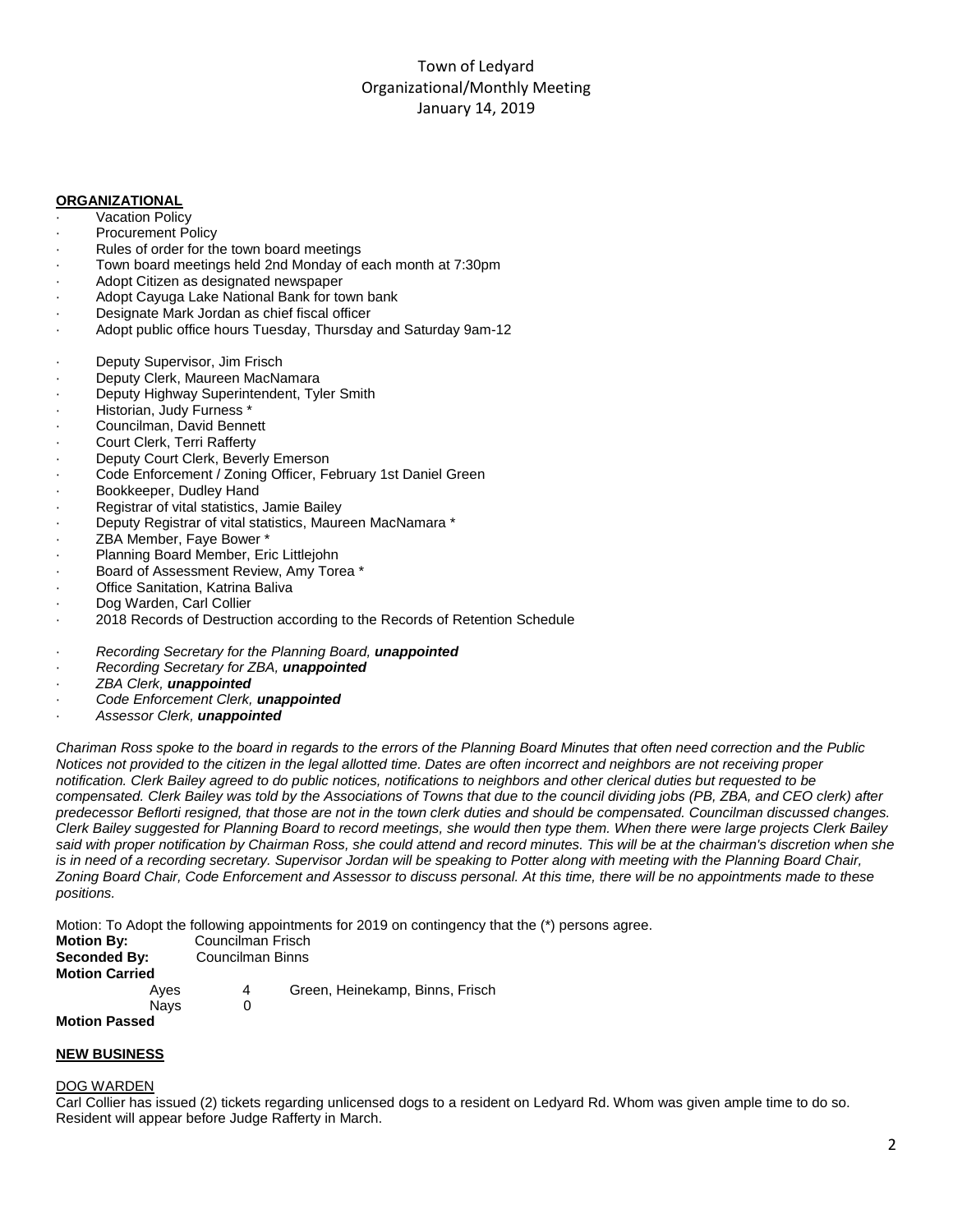Town of Ledyard
Organizational/Monthly Meeting
January 14, 2019

**ORGANIZATIONAL**

- Vacation Policy
- Procurement Policy
- Rules of order for the town board meetings
- Town board meetings held 2nd Monday of each month at 7:30pm
- Adopt Citizen as designated newspaper
- Adopt Cayuga Lake National Bank for town bank
- Designate Mark Jordan as chief fiscal officer
- Adopt public office hours Tuesday, Thursday and Saturday 9am-12

- Deputy Supervisor, Jim Frisch
- Deputy Clerk, Maureen MacNamara
- Deputy Highway Superintendent, Tyler Smith
- Historian, Judy Furness *
- Councilman, David Bennett
- Court Clerk, Terri Rafferty
- Deputy Court Clerk, Beverly Emerson
- Code Enforcement / Zoning Officer, February 1st Daniel Green
- Bookkeeper, Dudley Hand
- Registrar of vital statistics, Jamie Bailey
- Deputy Registrar of vital statistics, Maureen MacNamara *
- ZBA Member, Faye Bower *
- Planning Board Member, Eric Littlejohn
- Board of Assessment Review, Amy Torea *
- Office Sanitation, Katrina Baliva
- Dog Warden, Carl Collier
- 2018 Records of Destruction according to the Records of Retention Schedule

- *Recording Secretary for the Planning Board, **unappointed***
- *Recording Secretary for ZBA, **unappointed***
- *ZBA Clerk, **unappointed***
- *Code Enforcement Clerk, **unappointed***
- *Assessor Clerk, **unappointed***

*Chariman Ross spoke to the board in regards to the errors of the Planning Board Minutes that often need correction and the Public Notices not provided to the citizen in the legal allotted time. Dates are often incorrect and neighbors are not receiving proper notification. Clerk Bailey agreed to do public notices, notifications to neighbors and other clerical duties but requested to be compensated. Clerk Bailey was told by the Associations of Towns that due to the council dividing jobs (PB, ZBA, and CEO clerk) after predecessor Beflorti resigned, that those are not in the town clerk duties and should be compensated. Councilman discussed changes. Clerk Bailey suggested for Planning Board to record meetings, she would then type them. When there were large projects Clerk Bailey said with proper notification by Chairman Ross, she could attend and record minutes. This will be at the chairman's discretion when she is in need of a recording secretary. Supervisor Jordan will be speaking to Potter along with meeting with the Planning Board Chair, Zoning Board Chair, Code Enforcement and Assessor to discuss personal. At this time, there will be no appointments made to these positions.*

Motion: To Adopt the following appointments for 2019 on contingency that the (*) persons agree.
**Motion By:** Councilman Frisch
**Seconded By:** Councilman Binns
**Motion Carried**
Ayes 4 Green, Heinekamp, Binns, Frisch
Nays 0
**Motion Passed**

**NEW BUSINESS**

DOG WARDEN

Carl Collier has issued (2) tickets regarding unlicensed dogs to a resident on Ledyard Rd. Whom was given ample time to do so. Resident will appear before Judge Rafferty in March.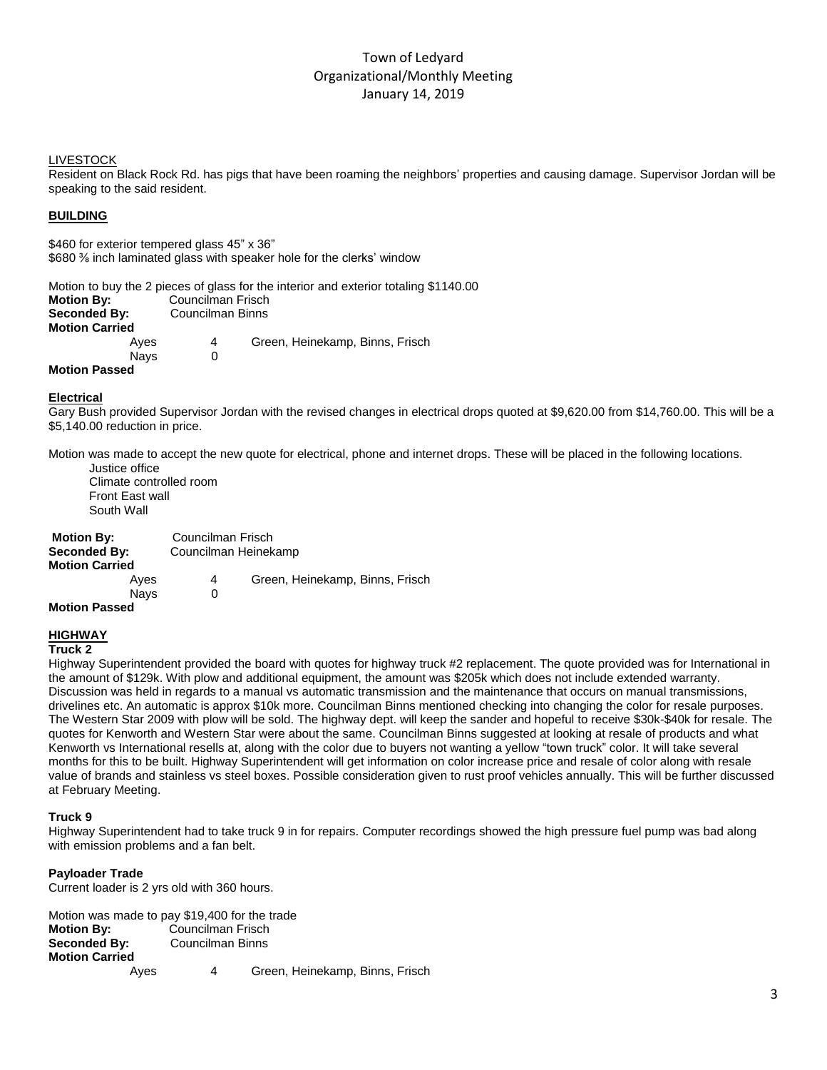Town of Ledyard
Organizational/Monthly Meeting
January 14, 2019

LIVESTOCK

Resident on Black Rock Rd. has pigs that have been roaming the neighbors' properties and causing damage. Supervisor Jordan will be speaking to the said resident.

**BUILDING**

$460 for exterior tempered glass 45" x 36"
$680 ⅜ inch laminated glass with speaker hole for the clerks' window

Motion to buy the 2 pieces of glass for the interior and exterior totaling $1140.00

**Motion By:** Councilman Frisch
**Seconded By:** Councilman Binns
**Motion Carried**

| | | |
|---|---|---|
| Ayes | 4 | Green, Heinekamp, Binns, Frisch |
| Nays | 0 | |

**Motion Passed**

**Electrical**

Gary Bush provided Supervisor Jordan with the revised changes in electrical drops quoted at $9,620.00 from $14,760.00. This will be a $5,140.00 reduction in price.

Motion was made to accept the new quote for electrical, phone and internet drops. These will be placed in the following locations.

Justice office
Climate controlled room
Front East wall
South Wall

**Motion By:** Councilman Frisch
**Seconded By:** Councilman Heinekamp
**Motion Carried**

| | | |
|---|---|---|
| Ayes | 4 | Green, Heinekamp, Binns, Frisch |
| Nays | 0 | |

**Motion Passed**

**HIGHWAY**

**Truck 2**

Highway Superintendent provided the board with quotes for highway truck #2 replacement. The quote provided was for International in the amount of $129k. With plow and additional equipment, the amount was $205k which does not include extended warranty. Discussion was held in regards to a manual vs automatic transmission and the maintenance that occurs on manual transmissions, drivelines etc. An automatic is approx $10k more. Councilman Binns mentioned checking into changing the color for resale purposes. The Western Star 2009 with plow will be sold. The highway dept. will keep the sander and hopeful to receive $30k-$40k for resale. The quotes for Kenworth and Western Star were about the same. Councilman Binns suggested at looking at resale of products and what Kenworth vs International resells at, along with the color due to buyers not wanting a yellow "town truck" color. It will take several months for this to be built. Highway Superintendent will get information on color increase price and resale of color along with resale value of brands and stainless vs steel boxes. Possible consideration given to rust proof vehicles annually. This will be further discussed at February Meeting.

**Truck 9**

Highway Superintendent had to take truck 9 in for repairs. Computer recordings showed the high pressure fuel pump was bad along with emission problems and a fan belt.

**Payloader Trade**

Current loader is 2 yrs old with 360 hours.

Motion was made to pay $19,400 for the trade

**Motion By:** Councilman Frisch
**Seconded By:** Councilman Binns
**Motion Carried**

| | | |
|---|---|---|
| Ayes | 4 | Green, Heinekamp, Binns, Frisch |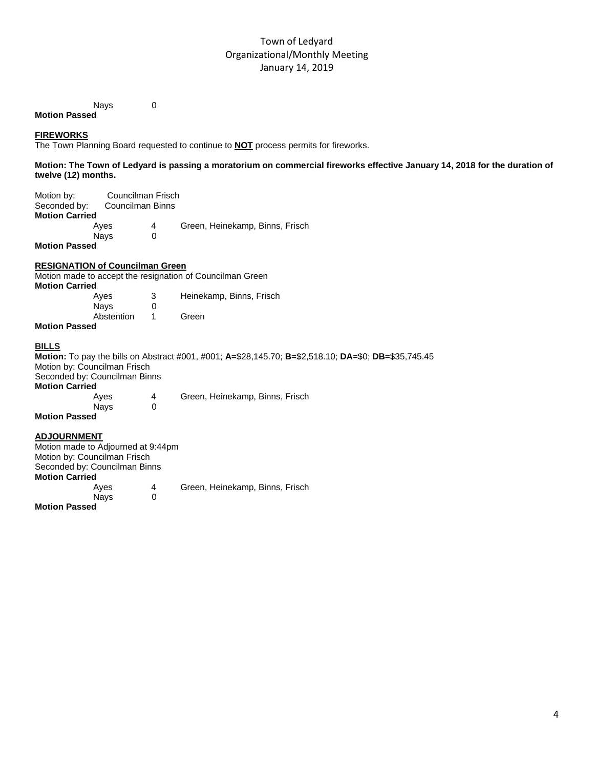Nays 0

**Motion Passed**

**FIREWORKS**

The Town Planning Board requested to continue to **NOT** process permits for fireworks.

**Motion: The Town of Ledyard is passing a moratorium on commercial fireworks effective January 14, 2018 for the duration of twelve (12) months.**

Motion by: Councilman Frisch
Seconded by: Councilman Binns

**Motion Carried**

| | | |
|---|---|---|
| Ayes | 4 | Green, Heinekamp, Binns, Frisch |
| Nays | 0 | |

**Motion Passed**

**RESIGNATION of Councilman Green**

Motion made to accept the resignation of Councilman Green

**Motion Carried**

| | | |
|---|---|---|
| Ayes | 3 | Heinekamp, Binns, Frisch |
| Nays | 0 | |
| Abstention | 1 | Green |

**Motion Passed**

**BILLS**

**Motion:** To pay the bills on Abstract #001, #001; **A**=$28,145.70; **B**=$2,518.10; **DA**=$0; **DB**=$35,745.45

Motion by: Councilman Frisch
Seconded by: Councilman Binns

**Motion Carried**

| | | |
|---|---|---|
| Ayes | 4 | Green, Heinekamp, Binns, Frisch |
| Nays | 0 | |

**Motion Passed**

**ADJOURNMENT**

Motion made to Adjourned at 9:44pm
Motion by: Councilman Frisch
Seconded by: Councilman Binns

**Motion Carried**

| | | |
|---|---|---|
| Ayes | 4 | Green, Heinekamp, Binns, Frisch |
| Nays | 0 | |

**Motion Passed**